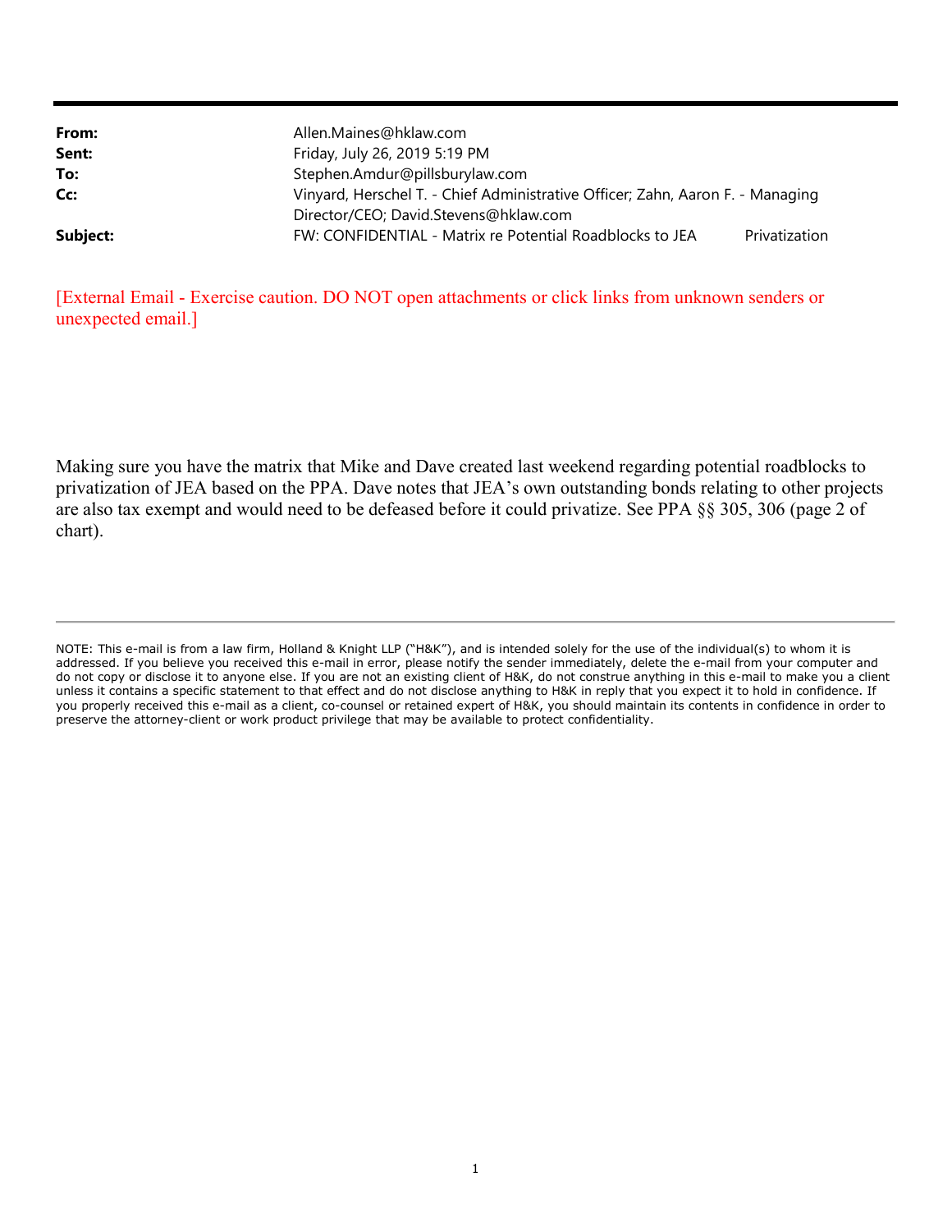| | |
|---|---|
| **From:** | Allen.Maines@hklaw.com |
| **Sent:** | Friday, July 26, 2019 5:19 PM |
| **To:** | Stephen.Amdur@pillsburylaw.com |
| **Cc:** | Vinyard, Herschel T. - Chief Administrative Officer; Zahn, Aaron F. - Managing Director/CEO; David.Stevens@hklaw.com |
| **Subject:** | FW: CONFIDENTIAL - Matrix re Potential Roadblocks to JEA Privatization |

[External Email - Exercise caution. DO NOT open attachments or click links from unknown senders or unexpected email.]

Making sure you have the matrix that Mike and Dave created last weekend regarding potential roadblocks to privatization of JEA based on the PPA. Dave notes that JEA's own outstanding bonds relating to other projects are also tax exempt and would need to be defeased before it could privatize. See PPA §§ 305, 306 (page 2 of chart).

---

NOTE: This e-mail is from a law firm, Holland & Knight LLP ("H&K"), and is intended solely for the use of the individual(s) to whom it is addressed. If you believe you received this e-mail in error, please notify the sender immediately, delete the e-mail from your computer and do not copy or disclose it to anyone else. If you are not an existing client of H&K, do not construe anything in this e-mail to make you a client unless it contains a specific statement to that effect and do not disclose anything to H&K in reply that you expect it to hold in confidence. If you properly received this e-mail as a client, co-counsel or retained expert of H&K, you should maintain its contents in confidence in order to preserve the attorney-client or work product privilege that may be available to protect confidentiality.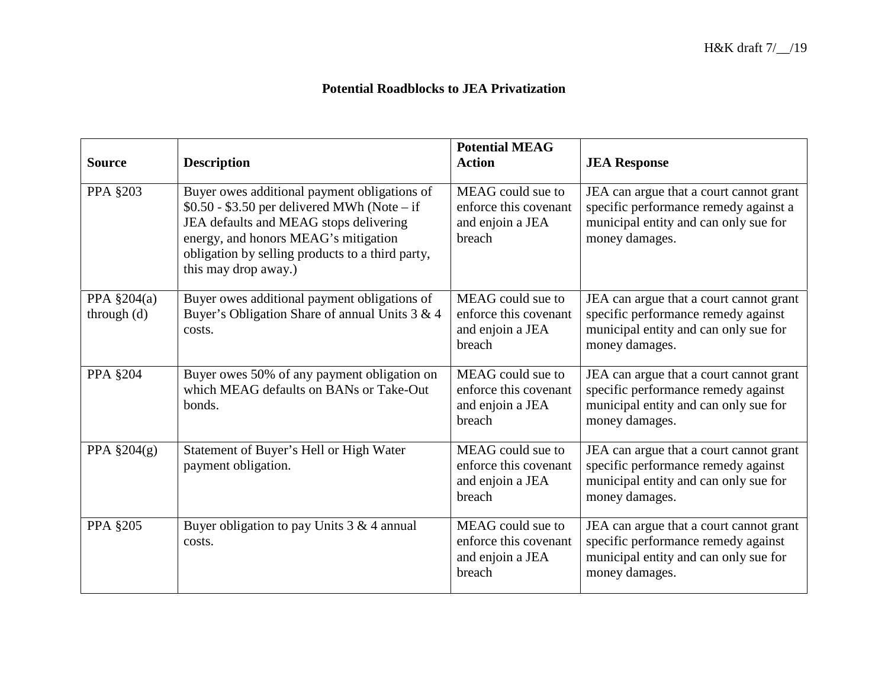H&K draft 7/__/19

## Potential Roadblocks to JEA Privatization

| Source | Description | Potential MEAG Action | JEA Response |
|---|---|---|---|
| PPA §203 | Buyer owes additional payment obligations of \$0.50 - \$3.50 per delivered MWh (Note – if JEA defaults and MEAG stops delivering energy, and honors MEAG's mitigation obligation by selling products to a third party, this may drop away.) | MEAG could sue to enforce this covenant and enjoin a JEA breach | JEA can argue that a court cannot grant specific performance remedy against a municipal entity and can only sue for money damages. |
| PPA §204(a) through (d) | Buyer owes additional payment obligations of Buyer's Obligation Share of annual Units 3 & 4 costs. | MEAG could sue to enforce this covenant and enjoin a JEA breach | JEA can argue that a court cannot grant specific performance remedy against municipal entity and can only sue for money damages. |
| PPA §204 | Buyer owes 50% of any payment obligation on which MEAG defaults on BANs or Take-Out bonds. | MEAG could sue to enforce this covenant and enjoin a JEA breach | JEA can argue that a court cannot grant specific performance remedy against municipal entity and can only sue for money damages. |
| PPA §204(g) | Statement of Buyer's Hell or High Water payment obligation. | MEAG could sue to enforce this covenant and enjoin a JEA breach | JEA can argue that a court cannot grant specific performance remedy against municipal entity and can only sue for money damages. |
| PPA §205 | Buyer obligation to pay Units 3 & 4 annual costs. | MEAG could sue to enforce this covenant and enjoin a JEA breach | JEA can argue that a court cannot grant specific performance remedy against municipal entity and can only sue for money damages. |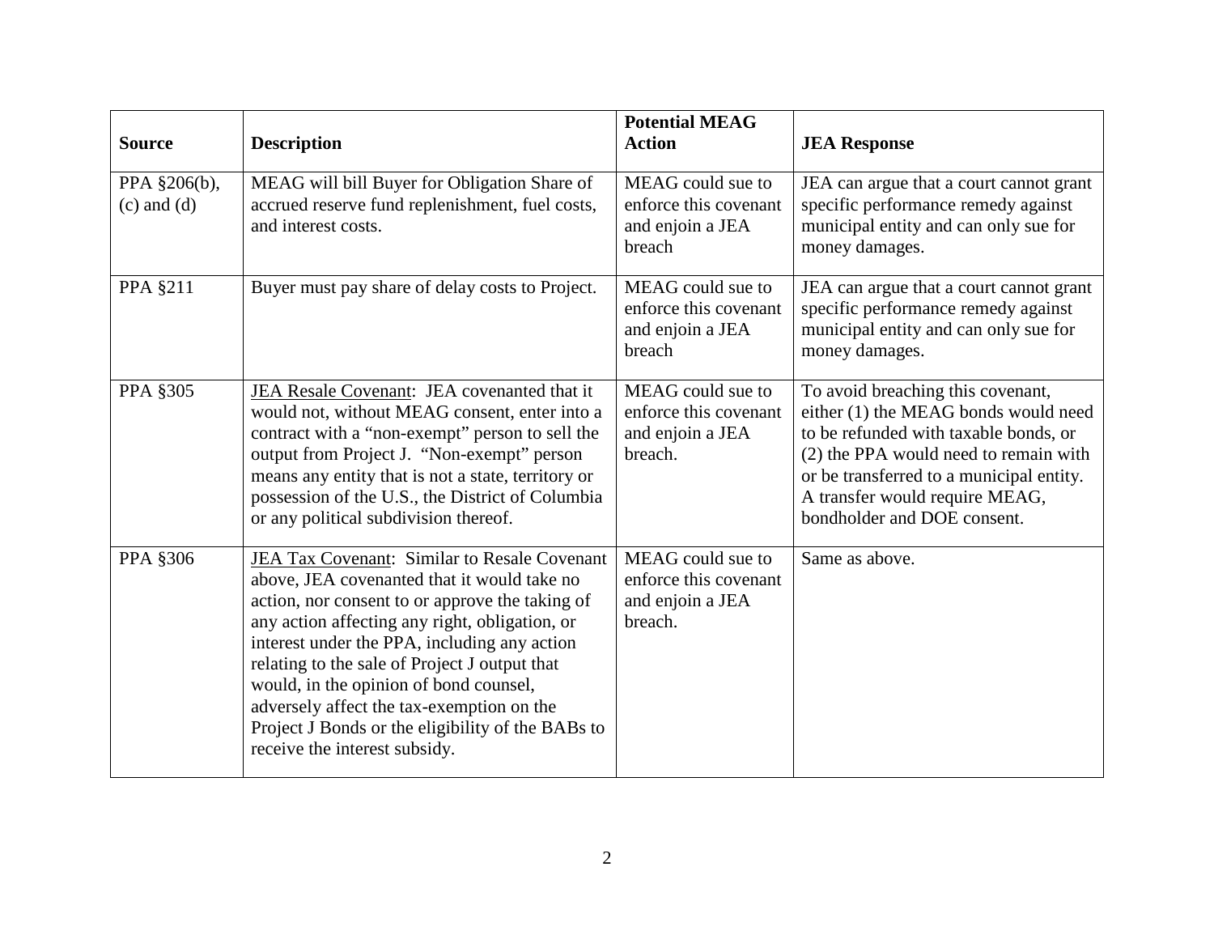| Source | Description | Potential MEAG Action | JEA Response |
| --- | --- | --- | --- |
| PPA §206(b), (c) and (d) | MEAG will bill Buyer for Obligation Share of accrued reserve fund replenishment, fuel costs, and interest costs. | MEAG could sue to enforce this covenant and enjoin a JEA breach | JEA can argue that a court cannot grant specific performance remedy against municipal entity and can only sue for money damages. |
| PPA §211 | Buyer must pay share of delay costs to Project. | MEAG could sue to enforce this covenant and enjoin a JEA breach | JEA can argue that a court cannot grant specific performance remedy against municipal entity and can only sue for money damages. |
| PPA §305 | <u>JEA Resale Covenant</u>: JEA covenanted that it would not, without MEAG consent, enter into a contract with a "non-exempt" person to sell the output from Project J. "Non-exempt" person means any entity that is not a state, territory or possession of the U.S., the District of Columbia or any political subdivision thereof. | MEAG could sue to enforce this covenant and enjoin a JEA breach. | To avoid breaching this covenant, either (1) the MEAG bonds would need to be refunded with taxable bonds, or (2) the PPA would need to remain with or be transferred to a municipal entity. A transfer would require MEAG, bondholder and DOE consent. |
| PPA §306 | <u>JEA Tax Covenant</u>: Similar to Resale Covenant above, JEA covenanted that it would take no action, nor consent to or approve the taking of any action affecting any right, obligation, or interest under the PPA, including any action relating to the sale of Project J output that would, in the opinion of bond counsel, adversely affect the tax-exemption on the Project J Bonds or the eligibility of the BABs to receive the interest subsidy. | MEAG could sue to enforce this covenant and enjoin a JEA breach. | Same as above. |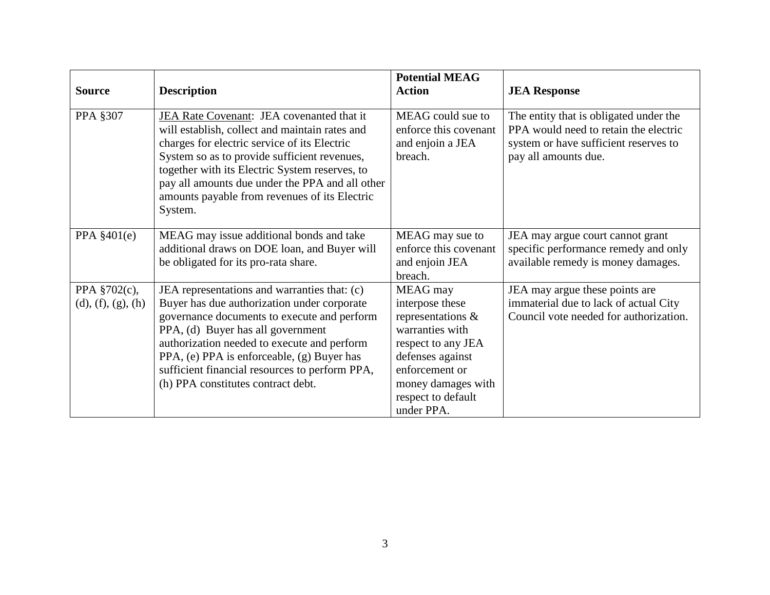| Source | Description | Potential MEAG Action | JEA Response |
| --- | --- | --- | --- |
| PPA §307 | JEA Rate Covenant: JEA covenanted that it will establish, collect and maintain rates and charges for electric service of its Electric System so as to provide sufficient revenues, together with its Electric System reserves, to pay all amounts due under the PPA and all other amounts payable from revenues of its Electric System. | MEAG could sue to enforce this covenant and enjoin a JEA breach. | The entity that is obligated under the PPA would need to retain the electric system or have sufficient reserves to pay all amounts due. |
| PPA §401(e) | MEAG may issue additional bonds and take additional draws on DOE loan, and Buyer will be obligated for its pro-rata share. | MEAG may sue to enforce this covenant and enjoin JEA breach. | JEA may argue court cannot grant specific performance remedy and only available remedy is money damages. |
| PPA §702(c), (d), (f), (g), (h) | JEA representations and warranties that: (c) Buyer has due authorization under corporate governance documents to execute and perform PPA, (d) Buyer has all government authorization needed to execute and perform PPA, (e) PPA is enforceable, (g) Buyer has sufficient financial resources to perform PPA, (h) PPA constitutes contract debt. | MEAG may interpose these representations & warranties with respect to any JEA defenses against enforcement or money damages with respect to default under PPA. | JEA may argue these points are immaterial due to lack of actual City Council vote needed for authorization. |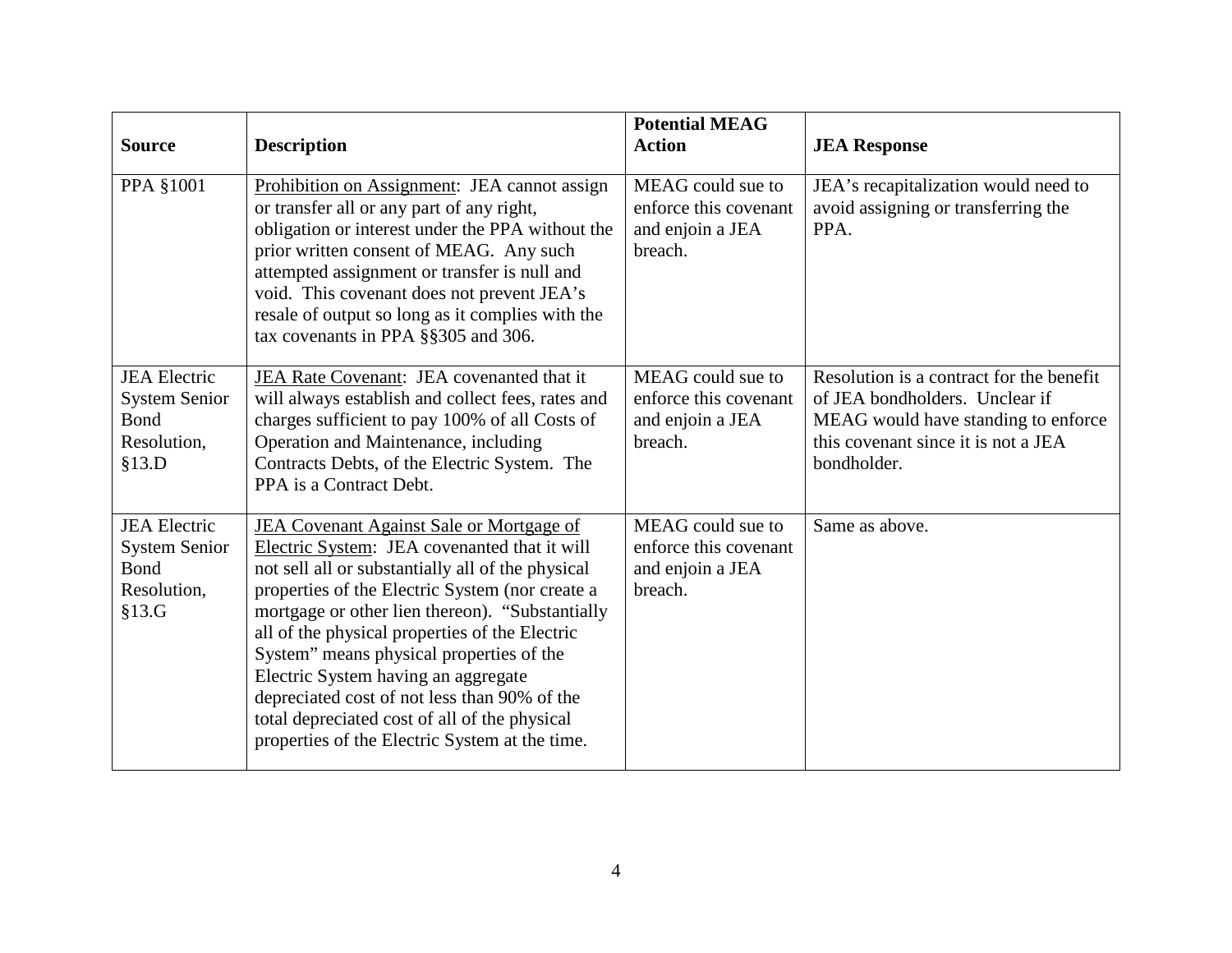| Source | Description | Potential MEAG Action | JEA Response |
|---|---|---|---|
| PPA §1001 | Prohibition on Assignment: JEA cannot assign or transfer all or any part of any right, obligation or interest under the PPA without the prior written consent of MEAG. Any such attempted assignment or transfer is null and void. This covenant does not prevent JEA's resale of output so long as it complies with the tax covenants in PPA §§305 and 306. | MEAG could sue to enforce this covenant and enjoin a JEA breach. | JEA's recapitalization would need to avoid assigning or transferring the PPA. |
| JEA Electric System Senior Bond Resolution, §13.D | JEA Rate Covenant: JEA covenanted that it will always establish and collect fees, rates and charges sufficient to pay 100% of all Costs of Operation and Maintenance, including Contracts Debts, of the Electric System. The PPA is a Contract Debt. | MEAG could sue to enforce this covenant and enjoin a JEA breach. | Resolution is a contract for the benefit of JEA bondholders. Unclear if MEAG would have standing to enforce this covenant since it is not a JEA bondholder. |
| JEA Electric System Senior Bond Resolution, §13.G | JEA Covenant Against Sale or Mortgage of Electric System: JEA covenanted that it will not sell all or substantially all of the physical properties of the Electric System (nor create a mortgage or other lien thereon). "Substantially all of the physical properties of the Electric System" means physical properties of the Electric System having an aggregate depreciated cost of not less than 90% of the total depreciated cost of all of the physical properties of the Electric System at the time. | MEAG could sue to enforce this covenant and enjoin a JEA breach. | Same as above. |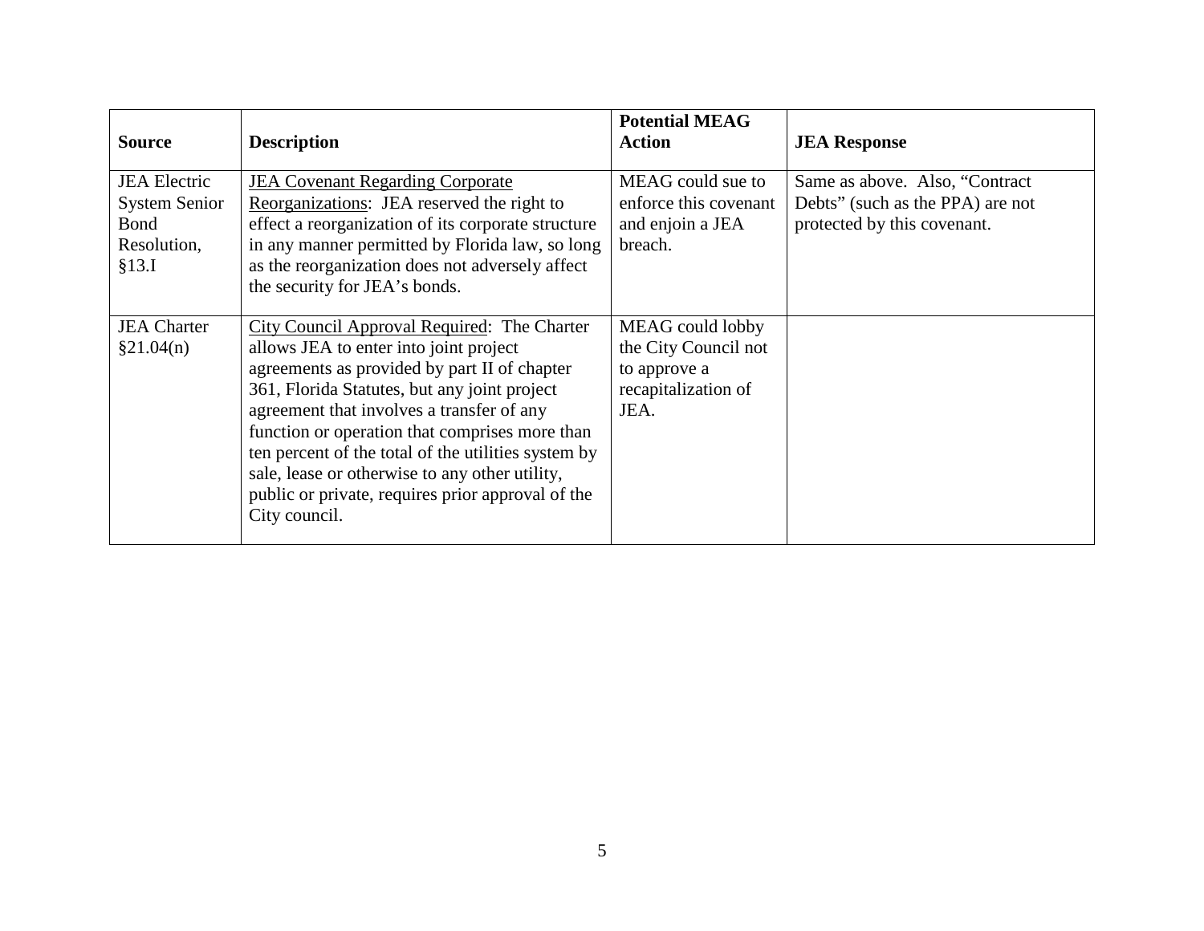| Source | Description | Potential MEAG Action | JEA Response |
|---|---|---|---|
| JEA Electric System Senior Bond Resolution, §13.I | JEA Covenant Regarding Corporate Reorganizations: JEA reserved the right to effect a reorganization of its corporate structure in any manner permitted by Florida law, so long as the reorganization does not adversely affect the security for JEA's bonds. | MEAG could sue to enforce this covenant and enjoin a JEA breach. | Same as above. Also, "Contract Debts" (such as the PPA) are not protected by this covenant. |
| JEA Charter §21.04(n) | City Council Approval Required: The Charter allows JEA to enter into joint project agreements as provided by part II of chapter 361, Florida Statutes, but any joint project agreement that involves a transfer of any function or operation that comprises more than ten percent of the total of the utilities system by sale, lease or otherwise to any other utility, public or private, requires prior approval of the City council. | MEAG could lobby the City Council not to approve a recapitalization of JEA. | |